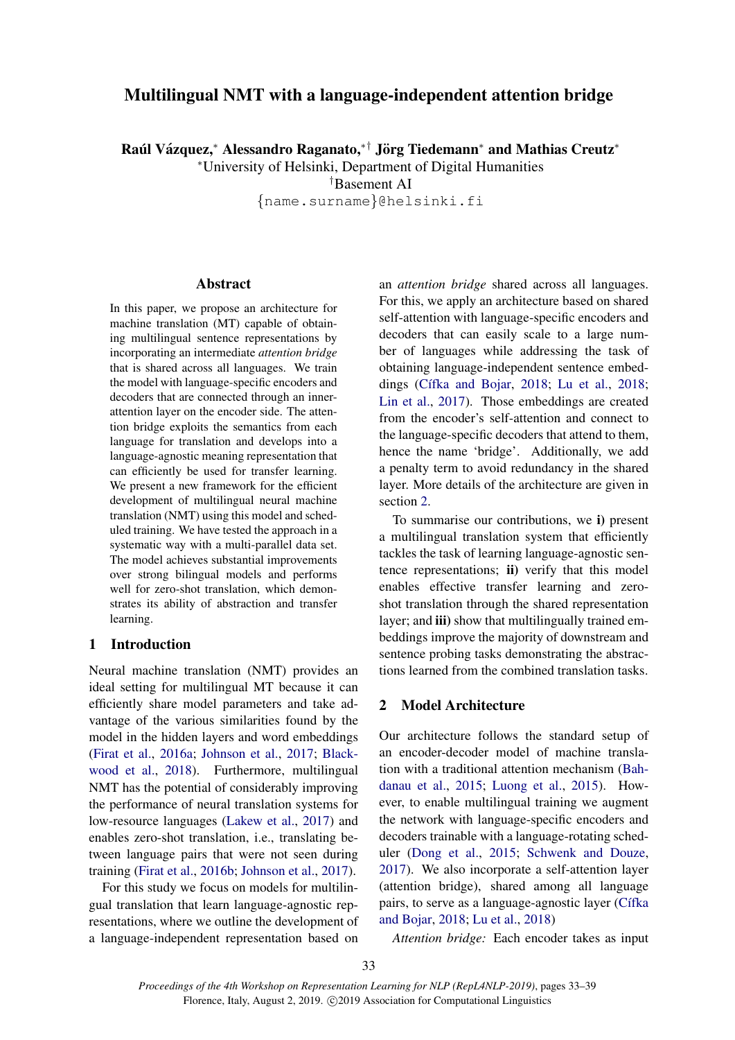# Multilingual NMT with a language-independent attention bridge

**Raúl Vázquez,[*] Alessandro Raganato,[*†] Jörg Tiedemann[*] and Mathias Creutz[*]**

[*]University of Helsinki, Department of Digital Humanities

[†]Basement AI

{name.surname}@helsinki.fi

## Abstract

In this paper, we propose an architecture for machine translation (MT) capable of obtaining multilingual sentence representations by incorporating an intermediate *attention bridge* that is shared across all languages. We train the model with language-specific encoders and decoders that are connected through an inner-attention layer on the encoder side. The attention bridge exploits the semantics from each language for translation and develops into a language-agnostic meaning representation that can efficiently be used for transfer learning. We present a new framework for the efficient development of multilingual neural machine translation (NMT) using this model and scheduled training. We have tested the approach in a systematic way with a multi-parallel data set. The model achieves substantial improvements over strong bilingual models and performs well for zero-shot translation, which demonstrates its ability of abstraction and transfer learning.

## 1 Introduction

Neural machine translation (NMT) provides an ideal setting for multilingual MT because it can efficiently share model parameters and take advantage of the various similarities found by the model in the hidden layers and word embeddings (Firat et al., 2016a; Johnson et al., 2017; Blackwood et al., 2018). Furthermore, multilingual NMT has the potential of considerably improving the performance of neural translation systems for low-resource languages (Lakew et al., 2017) and enables zero-shot translation, i.e., translating between language pairs that were not seen during training (Firat et al., 2016b; Johnson et al., 2017).

For this study we focus on models for multilingual translation that learn language-agnostic representations, where we outline the development of a language-independent representation based on an *attention bridge* shared across all languages. For this, we apply an architecture based on shared self-attention with language-specific encoders and decoders that can easily scale to a large number of languages while addressing the task of obtaining language-independent sentence embeddings (Cífka and Bojar, 2018; Lu et al., 2018; Lin et al., 2017). Those embeddings are created from the encoder's self-attention and connect to the language-specific decoders that attend to them, hence the name 'bridge'. Additionally, we add a penalty term to avoid redundancy in the shared layer. More details of the architecture are given in section 2.

To summarise our contributions, we **i)** present a multilingual translation system that efficiently tackles the task of learning language-agnostic sentence representations; **ii)** verify that this model enables effective transfer learning and zero-shot translation through the shared representation layer; and **iii)** show that multilingually trained embeddings improve the majority of downstream and sentence probing tasks demonstrating the abstractions learned from the combined translation tasks.

## 2 Model Architecture

Our architecture follows the standard setup of an encoder-decoder model of machine translation with a traditional attention mechanism (Bahdanau et al., 2015; Luong et al., 2015). However, to enable multilingual training we augment the network with language-specific encoders and decoders trainable with a language-rotating scheduler (Dong et al., 2015; Schwenk and Douze, 2017). We also incorporate a self-attention layer (attention bridge), shared among all language pairs, to serve as a language-agnostic layer (Cífka and Bojar, 2018; Lu et al., 2018)

*Attention bridge:* Each encoder takes as input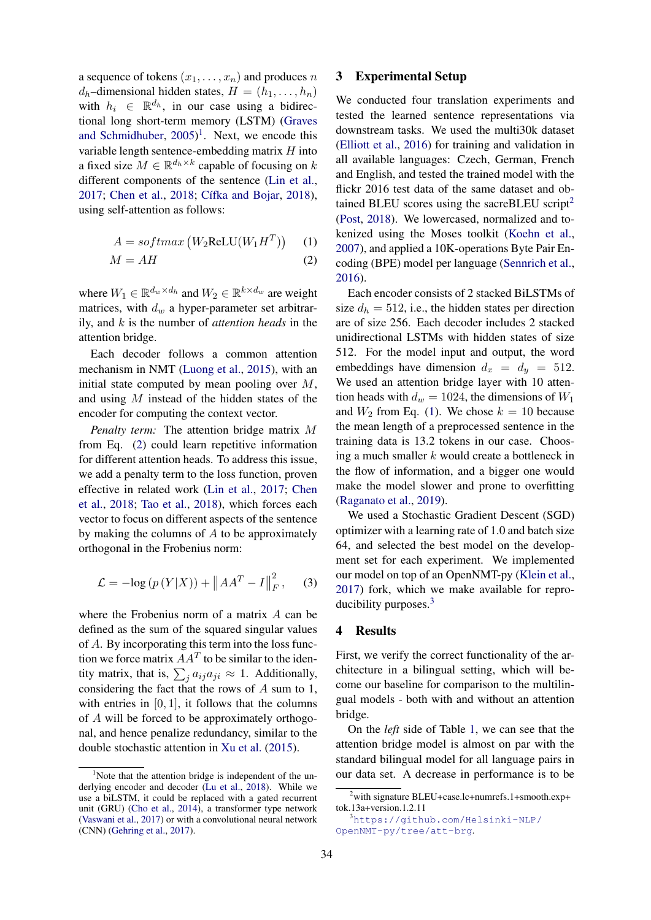a sequence of tokens $(x_1, \ldots, x_n)$ and produces $n$ $d_h$–dimensional hidden states, $H = (h_1, \ldots, h_n)$ with $h_i \in \mathbb{R}^{d_h}$, in our case using a bidirectional long short-term memory (LSTM) (Graves and Schmidhuber, 2005)[1]. Next, we encode this variable length sentence-embedding matrix $H$ into a fixed size $M \in \mathbb{R}^{d_h \times k}$ capable of focusing on $k$ different components of the sentence (Lin et al., 2017; Chen et al., 2018; Cífka and Bojar, 2018), using self-attention as follows:

$$A = softmax\left(W_2 \text{ReLU}(W_1 H^T)\right) \quad (1)$$

$$M = AH \quad (2)$$

where $W_1 \in \mathbb{R}^{d_w \times d_h}$ and $W_2 \in \mathbb{R}^{k \times d_w}$ are weight matrices, with $d_w$ a hyper-parameter set arbitrarily, and $k$ is the number of *attention heads* in the attention bridge.

Each decoder follows a common attention mechanism in NMT (Luong et al., 2015), with an initial state computed by mean pooling over $M$, and using $M$ instead of the hidden states of the encoder for computing the context vector.

*Penalty term:* The attention bridge matrix $M$ from Eq. (2) could learn repetitive information for different attention heads. To address this issue, we add a penalty term to the loss function, proven effective in related work (Lin et al., 2017; Chen et al., 2018; Tao et al., 2018), which forces each vector to focus on different aspects of the sentence by making the columns of $A$ to be approximately orthogonal in the Frobenius norm:

$$\mathcal{L} = -\log\left(p\left(Y|X\right)\right) + \left\|AA^T - I\right\|_F^2, \quad (3)$$

where the Frobenius norm of a matrix $A$ can be defined as the sum of the squared singular values of $A$. By incorporating this term into the loss function we force matrix $AA^T$ to be similar to the identity matrix, that is, $\sum_j a_{ij} a_{ji} \approx 1$. Additionally, considering the fact that the rows of $A$ sum to 1, with entries in $[0, 1]$, it follows that the columns of $A$ will be forced to be approximately orthogonal, and hence penalize redundancy, similar to the double stochastic attention in Xu et al. (2015).

## 3 Experimental Setup

We conducted four translation experiments and tested the learned sentence representations via downstream tasks. We used the multi30k dataset (Elliott et al., 2016) for training and validation in all available languages: Czech, German, French and English, and tested the trained model with the flickr 2016 test data of the same dataset and obtained BLEU scores using the sacreBLEU script[2] (Post, 2018). We lowercased, normalized and tokenized using the Moses toolkit (Koehn et al., 2007), and applied a 10K-operations Byte Pair Encoding (BPE) model per language (Sennrich et al., 2016).

Each encoder consists of 2 stacked BiLSTMs of size $d_h = 512$, i.e., the hidden states per direction are of size 256. Each decoder includes 2 stacked unidirectional LSTMs with hidden states of size 512. For the model input and output, the word embeddings have dimension $d_x = d_y = 512$. We used an attention bridge layer with 10 attention heads with $d_w = 1024$, the dimensions of $W_1$ and $W_2$ from Eq. (1). We chose $k = 10$ because the mean length of a preprocessed sentence in the training data is 13.2 tokens in our case. Choosing a much smaller $k$ would create a bottleneck in the flow of information, and a bigger one would make the model slower and prone to overfitting (Raganato et al., 2019).

We used a Stochastic Gradient Descent (SGD) optimizer with a learning rate of 1.0 and batch size 64, and selected the best model on the development set for each experiment. We implemented our model on top of an OpenNMT-py (Klein et al., 2017) fork, which we make available for reproducibility purposes.[3]

## 4 Results

First, we verify the correct functionality of the architecture in a bilingual setting, which will become our baseline for comparison to the multilingual models - both with and without an attention bridge.

On the *left* side of Table 1, we can see that the attention bridge model is almost on par with the standard bilingual model for all language pairs in our data set. A decrease in performance is to be

---

[1] Note that the attention bridge is independent of the underlying encoder and decoder (Lu et al., 2018). While we use a biLSTM, it could be replaced with a gated recurrent unit (GRU) (Cho et al., 2014), a transformer type network (Vaswani et al., 2017) or with a convolutional neural network (CNN) (Gehring et al., 2017).

[2] with signature BLEU+case.lc+numrefs.1+smooth.exp+tok.13a+version.1.2.11

[3] https://github.com/Helsinki-NLP/OpenNMT-py/tree/att-brg.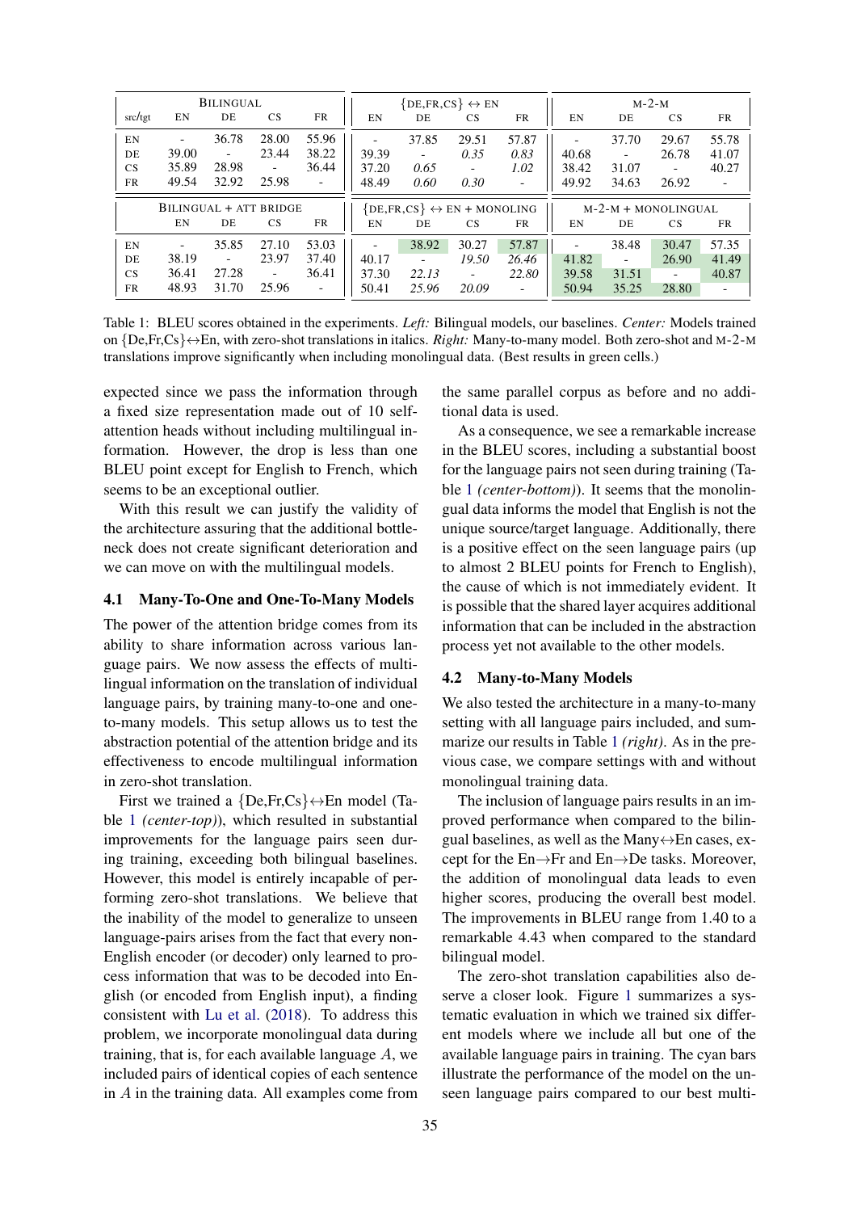| | Bilingual | | | | {De,Fr,Cs} ↔ En | | | | M-2-M | | | |
|---|---|---|---|---|---|---|---|---|---|---|---|---|
| src/tgt | EN | DE | CS | FR | EN | DE | CS | FR | EN | DE | CS | FR |
| EN | - | 36.78 | 28.00 | 55.96 | - | 37.85 | 29.51 | 57.87 | - | 37.70 | 29.67 | 55.78 |
| DE | 39.00 | - | 23.44 | 38.22 | 39.39 | - | *0.35* | *0.83* | 40.68 | - | 26.78 | 41.07 |
| CS | 35.89 | 28.98 | - | 36.44 | 37.20 | *0.65* | - | *1.02* | 38.42 | 31.07 | - | 40.27 |
| FR | 49.54 | 32.92 | 25.98 | - | 48.49 | *0.60* | *0.30* | - | 49.92 | 34.63 | 26.92 | - |
| | Bilingual + Att Bridge | | | | {De,Fr,Cs} ↔ En + Monoling | | | | M-2-M + Monolingual | | | |
| | EN | DE | CS | FR | EN | DE | CS | FR | EN | DE | CS | FR |
| EN | - | 35.85 | 27.10 | 53.03 | - | 38.92 | 30.27 | 57.87 | - | 38.48 | 30.47 | 57.35 |
| DE | 38.19 | - | 23.97 | 37.40 | 40.17 | - | *19.50* | *26.46* | 41.82 | - | 26.90 | 41.49 |
| CS | 36.41 | 27.28 | - | 36.41 | 37.30 | *22.13* | - | *22.80* | 39.58 | 31.51 | - | 40.87 |
| FR | 48.93 | 31.70 | 25.96 | - | 50.41 | *25.96* | *20.09* | - | 50.94 | 35.25 | 28.80 | - |

Table 1: BLEU scores obtained in the experiments. *Left:* Bilingual models, our baselines. *Center:* Models trained on {De,Fr,Cs}↔En, with zero-shot translations in italics. *Right:* Many-to-many model. Both zero-shot and M-2-M translations improve significantly when including monolingual data. (Best results in green cells.)

expected since we pass the information through a fixed size representation made out of 10 self-attention heads without including multilingual information. However, the drop is less than one BLEU point except for English to French, which seems to be an exceptional outlier.

With this result we can justify the validity of the architecture assuring that the additional bottleneck does not create significant deterioration and we can move on with the multilingual models.

### 4.1 Many-To-One and One-To-Many Models

The power of the attention bridge comes from its ability to share information across various language pairs. We now assess the effects of multilingual information on the translation of individual language pairs, by training many-to-one and one-to-many models. This setup allows us to test the abstraction potential of the attention bridge and its effectiveness to encode multilingual information in zero-shot translation.

First we trained a {De,Fr,Cs}↔En model (Table 1 *(center-top)*), which resulted in substantial improvements for the language pairs seen during training, exceeding both bilingual baselines. However, this model is entirely incapable of performing zero-shot translations. We believe that the inability of the model to generalize to unseen language-pairs arises from the fact that every non-English encoder (or decoder) only learned to process information that was to be decoded into English (or encoded from English input), a finding consistent with Lu et al. (2018). To address this problem, we incorporate monolingual data during training, that is, for each available language $A$, we included pairs of identical copies of each sentence in $A$ in the training data. All examples come from the same parallel corpus as before and no additional data is used.

As a consequence, we see a remarkable increase in the BLEU scores, including a substantial boost for the language pairs not seen during training (Table 1 *(center-bottom)*). It seems that the monolingual data informs the model that English is not the unique source/target language. Additionally, there is a positive effect on the seen language pairs (up to almost 2 BLEU points for French to English), the cause of which is not immediately evident. It is possible that the shared layer acquires additional information that can be included in the abstraction process yet not available to the other models.

### 4.2 Many-to-Many Models

We also tested the architecture in a many-to-many setting with all language pairs included, and summarize our results in Table 1 *(right)*. As in the previous case, we compare settings with and without monolingual training data.

The inclusion of language pairs results in an improved performance when compared to the bilingual baselines, as well as the Many↔En cases, except for the En→Fr and En→De tasks. Moreover, the addition of monolingual data leads to even higher scores, producing the overall best model. The improvements in BLEU range from 1.40 to a remarkable 4.43 when compared to the standard bilingual model.

The zero-shot translation capabilities also deserve a closer look. Figure 1 summarizes a systematic evaluation in which we trained six different models where we include all but one of the available language pairs in training. The cyan bars illustrate the performance of the model on the unseen language pairs compared to our best multi-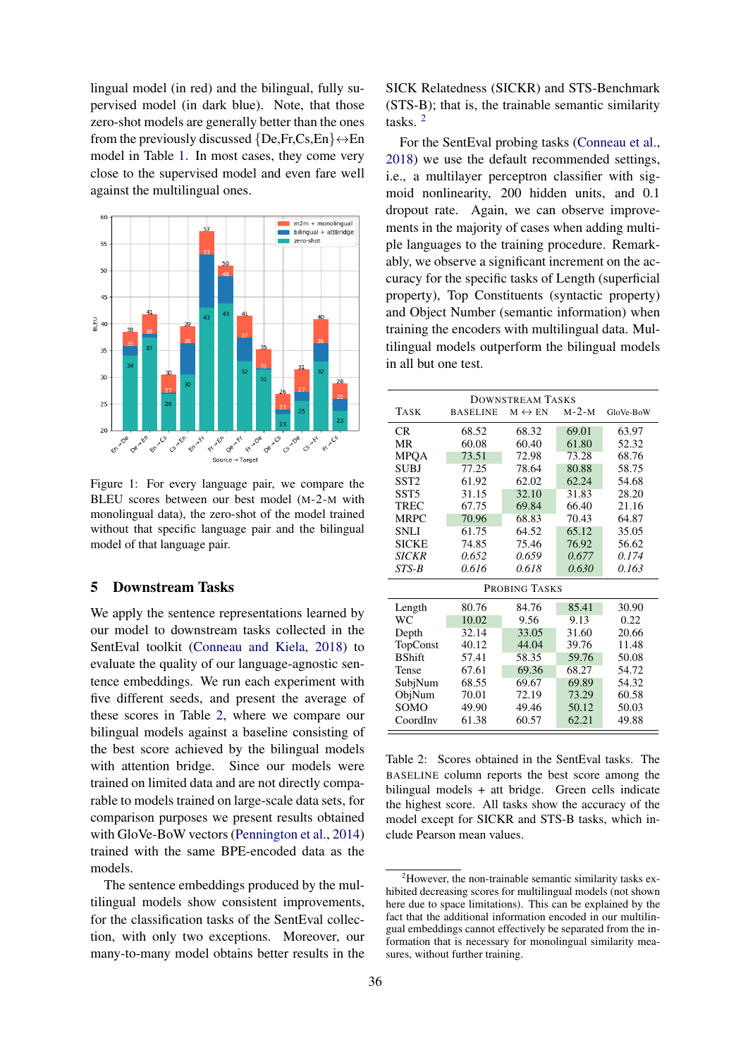lingual model (in red) and the bilingual, fully supervised model (in dark blue). Note, that those zero-shot models are generally better than the ones from the previously discussed {De,Fr,Cs,En}↔En model in Table 1. In most cases, they come very close to the supervised model and even fare well against the multilingual ones.

Figure 1: For every language pair, we compare the BLEU scores between our best model (M-2-M with monolingual data), the zero-shot of the model trained without that specific language pair and the bilingual model of that language pair.

## 5 Downstream Tasks

We apply the sentence representations learned by our model to downstream tasks collected in the SentEval toolkit (Conneau and Kiela, 2018) to evaluate the quality of our language-agnostic sentence embeddings. We run each experiment with five different seeds, and present the average of these scores in Table 2, where we compare our bilingual models against a baseline consisting of the best score achieved by the bilingual models with attention bridge. Since our models were trained on limited data and are not directly comparable to models trained on large-scale data sets, for comparison purposes we present results obtained with GloVe-BoW vectors (Pennington et al., 2014) trained with the same BPE-encoded data as the models.

The sentence embeddings produced by the multilingual models show consistent improvements, for the classification tasks of the SentEval collection, with only two exceptions. Moreover, our many-to-many model obtains better results in the SICK Relatedness (SICKR) and STS-Benchmark (STS-B); that is, the trainable semantic similarity tasks. [2]

For the SentEval probing tasks (Conneau et al., 2018) we use the default recommended settings, i.e., a multilayer perceptron classifier with sigmoid nonlinearity, 200 hidden units, and 0.1 dropout rate. Again, we can observe improvements in the majority of cases when adding multiple languages to the training procedure. Remarkably, we observe a significant increment on the accuracy for the specific tasks of Length (superficial property), Top Constituents (syntactic property) and Object Number (semantic information) when training the encoders with multilingual data. Multilingual models outperform the bilingual models in all but one test.

| Task | Baseline | M ↔ EN | M-2-M | GloVe-BoW |
|---|---|---|---|---|
| **Downstream Tasks** | | | | |
| CR | 68.52 | 68.32 | 69.01 | 63.97 |
| MR | 60.08 | 60.40 | 61.80 | 52.32 |
| MPQA | 73.51 | 72.98 | 73.28 | 68.76 |
| SUBJ | 77.25 | 78.64 | 80.88 | 58.75 |
| SST2 | 61.92 | 62.02 | 62.24 | 54.68 |
| SST5 | 31.15 | 32.10 | 31.83 | 28.20 |
| TREC | 67.75 | 69.84 | 66.40 | 21.16 |
| MRPC | 70.96 | 68.83 | 70.43 | 64.87 |
| SNLI | 61.75 | 64.52 | 65.12 | 35.05 |
| SICKE | 74.85 | 75.46 | 76.92 | 56.62 |
| *SICKR* | *0.652* | *0.659* | *0.677* | *0.174* |
| *STS-B* | *0.616* | *0.618* | *0.630* | *0.163* |
| **Probing Tasks** | | | | |
| Length | 80.76 | 84.76 | 85.41 | 30.90 |
| WC | 10.02 | 9.56 | 9.13 | 0.22 |
| Depth | 32.14 | 33.05 | 31.60 | 20.66 |
| TopConst | 40.12 | 44.04 | 39.76 | 11.48 |
| BShift | 57.41 | 58.35 | 59.76 | 50.08 |
| Tense | 67.61 | 69.36 | 68.27 | 54.72 |
| SubjNum | 68.55 | 69.67 | 69.89 | 54.32 |
| ObjNum | 70.01 | 72.19 | 73.29 | 60.58 |
| SOMO | 49.90 | 49.46 | 50.12 | 50.03 |
| CoordInv | 61.38 | 60.57 | 62.21 | 49.88 |

Table 2: Scores obtained in the SentEval tasks. The BASELINE column reports the best score among the bilingual models + att bridge. Green cells indicate the highest score. All tasks show the accuracy of the model except for SICKR and STS-B tasks, which include Pearson mean values.

[2] However, the non-trainable semantic similarity tasks exhibited decreasing scores for multilingual models (not shown here due to space limitations). This can be explained by the fact that the additional information encoded in our multilingual embeddings cannot effectively be separated from the information that is necessary for monolingual similarity measures, without further training.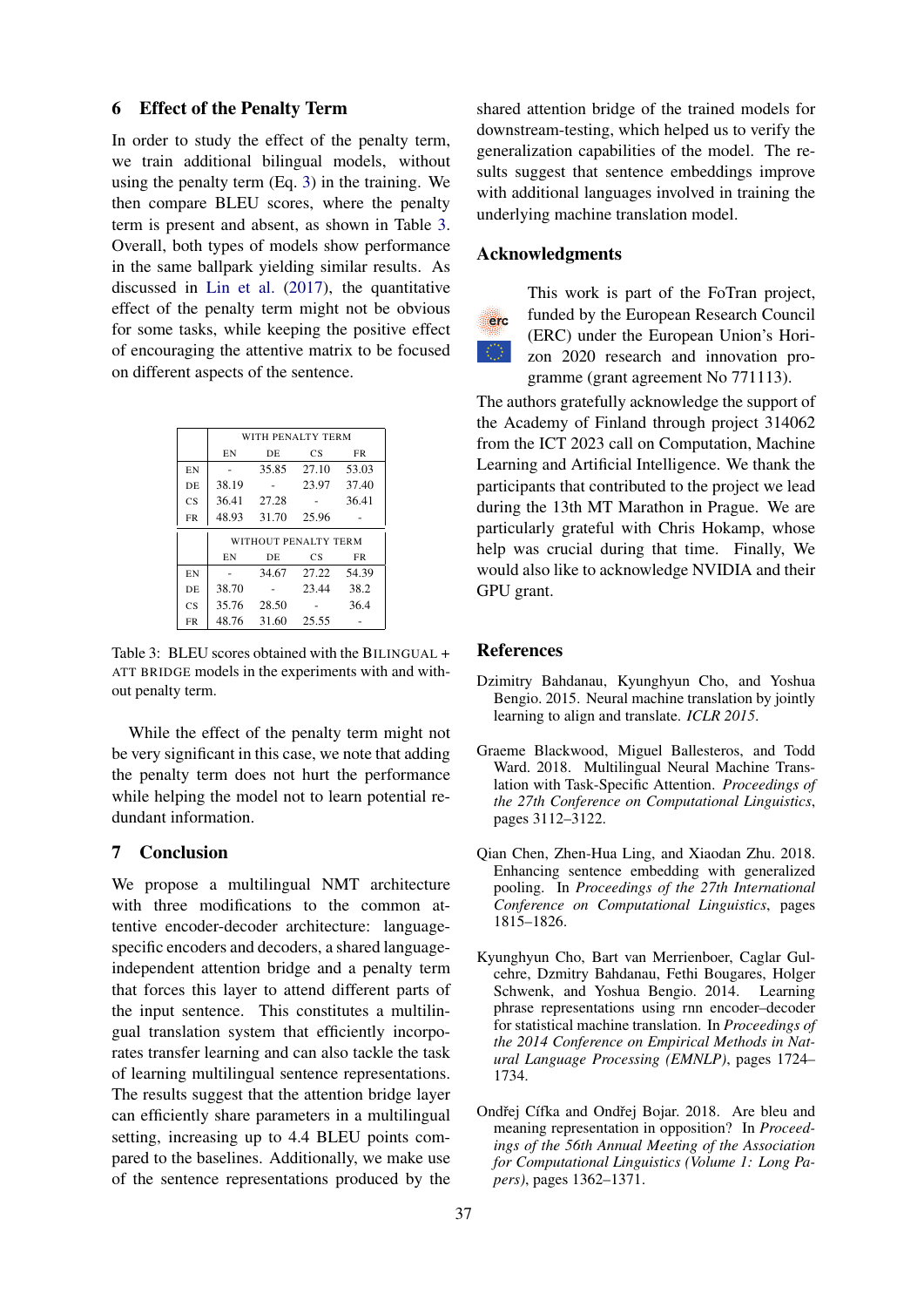## 6 Effect of the Penalty Term

In order to study the effect of the penalty term, we train additional bilingual models, without using the penalty term (Eq. 3) in the training. We then compare BLEU scores, where the penalty term is present and absent, as shown in Table 3. Overall, both types of models show performance in the same ballpark yielding similar results. As discussed in Lin et al. (2017), the quantitative effect of the penalty term might not be obvious for some tasks, while keeping the positive effect of encouraging the attentive matrix to be focused on different aspects of the sentence.

| | WITH PENALTY TERM | | | |
|---|---|---|---|---|
| | EN | DE | CS | FR |
| EN | - | 35.85 | 27.10 | 53.03 |
| DE | 38.19 | - | 23.97 | 37.40 |
| CS | 36.41 | 27.28 | - | 36.41 |
| FR | 48.93 | 31.70 | 25.96 | - |
| | WITHOUT PENALTY TERM | | | |
| | EN | DE | CS | FR |
| EN | - | 34.67 | 27.22 | 54.39 |
| DE | 38.70 | - | 23.44 | 38.2 |
| CS | 35.76 | 28.50 | - | 36.4 |
| FR | 48.76 | 31.60 | 25.55 | - |

Table 3: BLEU scores obtained with the BILINGUAL + ATT BRIDGE models in the experiments with and without penalty term.

While the effect of the penalty term might not be very significant in this case, we note that adding the penalty term does not hurt the performance while helping the model not to learn potential redundant information.

## 7 Conclusion

We propose a multilingual NMT architecture with three modifications to the common attentive encoder-decoder architecture: language-specific encoders and decoders, a shared language-independent attention bridge and a penalty term that forces this layer to attend different parts of the input sentence. This constitutes a multilingual translation system that efficiently incorporates transfer learning and can also tackle the task of learning multilingual sentence representations. The results suggest that the attention bridge layer can efficiently share parameters in a multilingual setting, increasing up to 4.4 BLEU points compared to the baselines. Additionally, we make use of the sentence representations produced by the shared attention bridge of the trained models for downstream-testing, which helped us to verify the generalization capabilities of the model. The results suggest that sentence embeddings improve with additional languages involved in training the underlying machine translation model.

## Acknowledgments

This work is part of the FoTran project, funded by the European Research Council (ERC) under the European Union's Horizon 2020 research and innovation programme (grant agreement No 771113).

The authors gratefully acknowledge the support of the Academy of Finland through project 314062 from the ICT 2023 call on Computation, Machine Learning and Artificial Intelligence. We thank the participants that contributed to the project we lead during the 13th MT Marathon in Prague. We are particularly grateful with Chris Hokamp, whose help was crucial during that time. Finally, We would also like to acknowledge NVIDIA and their GPU grant.

## References

Dzimitry Bahdanau, Kyunghyun Cho, and Yoshua Bengio. 2015. Neural machine translation by jointly learning to align and translate. *ICLR 2015*.

Graeme Blackwood, Miguel Ballesteros, and Todd Ward. 2018. Multilingual Neural Machine Translation with Task-Specific Attention. *Proceedings of the 27th Conference on Computational Linguistics*, pages 3112–3122.

Qian Chen, Zhen-Hua Ling, and Xiaodan Zhu. 2018. Enhancing sentence embedding with generalized pooling. In *Proceedings of the 27th International Conference on Computational Linguistics*, pages 1815–1826.

Kyunghyun Cho, Bart van Merrienboer, Caglar Gulcehre, Dzmitry Bahdanau, Fethi Bougares, Holger Schwenk, and Yoshua Bengio. 2014. Learning phrase representations using rnn encoder–decoder for statistical machine translation. In *Proceedings of the 2014 Conference on Empirical Methods in Natural Language Processing (EMNLP)*, pages 1724–1734.

Ondřej Cífka and Ondřej Bojar. 2018. Are bleu and meaning representation in opposition? In *Proceedings of the 56th Annual Meeting of the Association for Computational Linguistics (Volume 1: Long Papers)*, pages 1362–1371.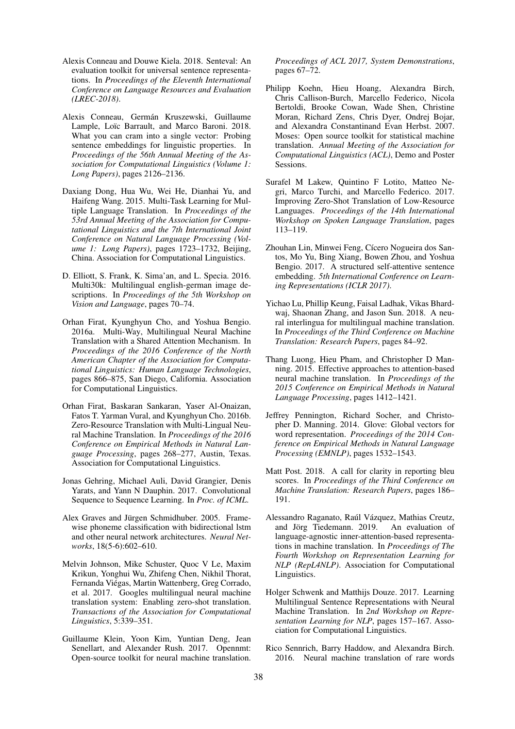Alexis Conneau and Douwe Kiela. 2018. Senteval: An evaluation toolkit for universal sentence representations. In *Proceedings of the Eleventh International Conference on Language Resources and Evaluation (LREC-2018)*.

Alexis Conneau, Germán Kruszewski, Guillaume Lample, Loïc Barrault, and Marco Baroni. 2018. What you can cram into a single vector: Probing sentence embeddings for linguistic properties. In *Proceedings of the 56th Annual Meeting of the Association for Computational Linguistics (Volume 1: Long Papers)*, pages 2126–2136.

Daxiang Dong, Hua Wu, Wei He, Dianhai Yu, and Haifeng Wang. 2015. Multi-Task Learning for Multiple Language Translation. In *Proceedings of the 53rd Annual Meeting of the Association for Computational Linguistics and the 7th International Joint Conference on Natural Language Processing (Volume 1: Long Papers)*, pages 1723–1732, Beijing, China. Association for Computational Linguistics.

D. Elliott, S. Frank, K. Sima'an, and L. Specia. 2016. Multi30k: Multilingual english-german image descriptions. In *Proceedings of the 5th Workshop on Vision and Language*, pages 70–74.

Orhan Firat, Kyunghyun Cho, and Yoshua Bengio. 2016a. Multi-Way, Multilingual Neural Machine Translation with a Shared Attention Mechanism. In *Proceedings of the 2016 Conference of the North American Chapter of the Association for Computational Linguistics: Human Language Technologies*, pages 866–875, San Diego, California. Association for Computational Linguistics.

Orhan Firat, Baskaran Sankaran, Yaser Al-Onaizan, Fatos T. Yarman Vural, and Kyunghyun Cho. 2016b. Zero-Resource Translation with Multi-Lingual Neural Machine Translation. In *Proceedings of the 2016 Conference on Empirical Methods in Natural Language Processing*, pages 268–277, Austin, Texas. Association for Computational Linguistics.

Jonas Gehring, Michael Auli, David Grangier, Denis Yarats, and Yann N Dauphin. 2017. Convolutional Sequence to Sequence Learning. In *Proc. of ICML*.

Alex Graves and Jürgen Schmidhuber. 2005. Framewise phoneme classification with bidirectional lstm and other neural network architectures. *Neural Networks*, 18(5-6):602–610.

Melvin Johnson, Mike Schuster, Quoc V Le, Maxim Krikun, Yonghui Wu, Zhifeng Chen, Nikhil Thorat, Fernanda Viégas, Martin Wattenberg, Greg Corrado, et al. 2017. Googles multilingual neural machine translation system: Enabling zero-shot translation. *Transactions of the Association for Computational Linguistics*, 5:339–351.

Guillaume Klein, Yoon Kim, Yuntian Deng, Jean Senellart, and Alexander Rush. 2017. Opennmt: Open-source toolkit for neural machine translation. *Proceedings of ACL 2017, System Demonstrations*, pages 67–72.

Philipp Koehn, Hieu Hoang, Alexandra Birch, Chris Callison-Burch, Marcello Federico, Nicola Bertoldi, Brooke Cowan, Wade Shen, Christine Moran, Richard Zens, Chris Dyer, Ondrej Bojar, and Alexandra Constantinand Evan Herbst. 2007. Moses: Open source toolkit for statistical machine translation. *Annual Meeting of the Association for Computational Linguistics (ACL)*, Demo and Poster Sessions.

Surafel M Lakew, Quintino F Lotito, Matteo Negri, Marco Turchi, and Marcello Federico. 2017. Improving Zero-Shot Translation of Low-Resource Languages. *Proceedings of the 14th International Workshop on Spoken Language Translation*, pages 113–119.

Zhouhan Lin, Minwei Feng, Cícero Nogueira dos Santos, Mo Yu, Bing Xiang, Bowen Zhou, and Yoshua Bengio. 2017. A structured self-attentive sentence embedding. *5th International Conference on Learning Representations (ICLR 2017)*.

Yichao Lu, Phillip Keung, Faisal Ladhak, Vikas Bhardwaj, Shaonan Zhang, and Jason Sun. 2018. A neural interlingua for multilingual machine translation. In *Proceedings of the Third Conference on Machine Translation: Research Papers*, pages 84–92.

Thang Luong, Hieu Pham, and Christopher D Manning. 2015. Effective approaches to attention-based neural machine translation. In *Proceedings of the 2015 Conference on Empirical Methods in Natural Language Processing*, pages 1412–1421.

Jeffrey Pennington, Richard Socher, and Christopher D. Manning. 2014. Glove: Global vectors for word representation. *Proceedings of the 2014 Conference on Empirical Methods in Natural Language Processing (EMNLP)*, pages 1532–1543.

Matt Post. 2018. A call for clarity in reporting bleu scores. In *Proceedings of the Third Conference on Machine Translation: Research Papers*, pages 186–191.

Alessandro Raganato, Raúl Vázquez, Mathias Creutz, and Jörg Tiedemann. 2019. An evaluation of language-agnostic inner-attention-based representations in machine translation. In *Proceedings of The Fourth Workshop on Representation Learning for NLP (RepL4NLP)*. Association for Computational Linguistics.

Holger Schwenk and Matthijs Douze. 2017. Learning Multilingual Sentence Representations with Neural Machine Translation. In *2nd Workshop on Representation Learning for NLP*, pages 157–167. Association for Computational Linguistics.

Rico Sennrich, Barry Haddow, and Alexandra Birch. 2016. Neural machine translation of rare words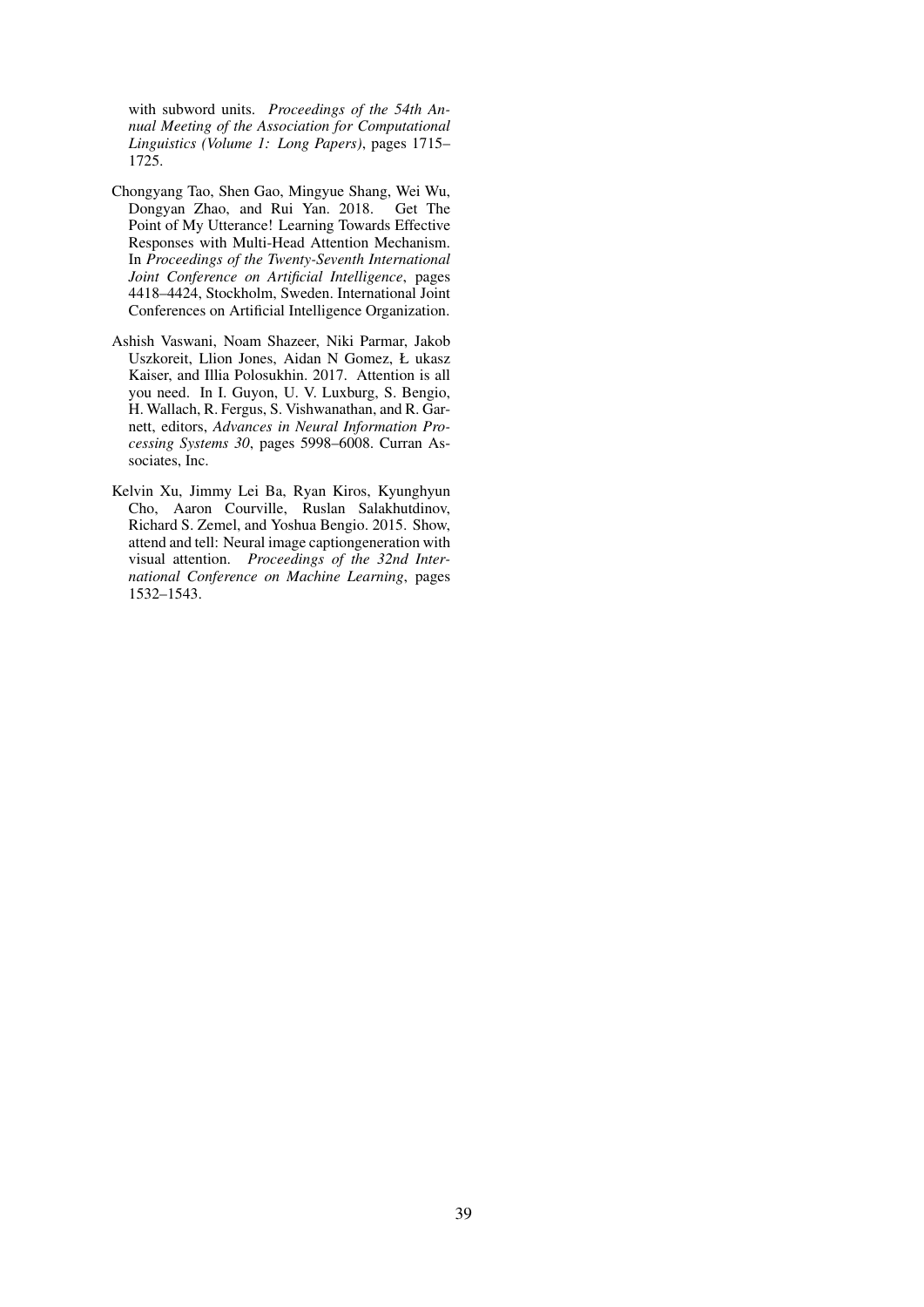with subword units. *Proceedings of the 54th Annual Meeting of the Association for Computational Linguistics (Volume 1: Long Papers)*, pages 1715–1725.

Chongyang Tao, Shen Gao, Mingyue Shang, Wei Wu, Dongyan Zhao, and Rui Yan. 2018. Get The Point of My Utterance! Learning Towards Effective Responses with Multi-Head Attention Mechanism. In *Proceedings of the Twenty-Seventh International Joint Conference on Artificial Intelligence*, pages 4418–4424, Stockholm, Sweden. International Joint Conferences on Artificial Intelligence Organization.

Ashish Vaswani, Noam Shazeer, Niki Parmar, Jakob Uszkoreit, Llion Jones, Aidan N Gomez, Ł ukasz Kaiser, and Illia Polosukhin. 2017. Attention is all you need. In I. Guyon, U. V. Luxburg, S. Bengio, H. Wallach, R. Fergus, S. Vishwanathan, and R. Garnett, editors, *Advances in Neural Information Processing Systems 30*, pages 5998–6008. Curran Associates, Inc.

Kelvin Xu, Jimmy Lei Ba, Ryan Kiros, Kyunghyun Cho, Aaron Courville, Ruslan Salakhutdinov, Richard S. Zemel, and Yoshua Bengio. 2015. Show, attend and tell: Neural image captiongeneration with visual attention. *Proceedings of the 32nd International Conference on Machine Learning*, pages 1532–1543.